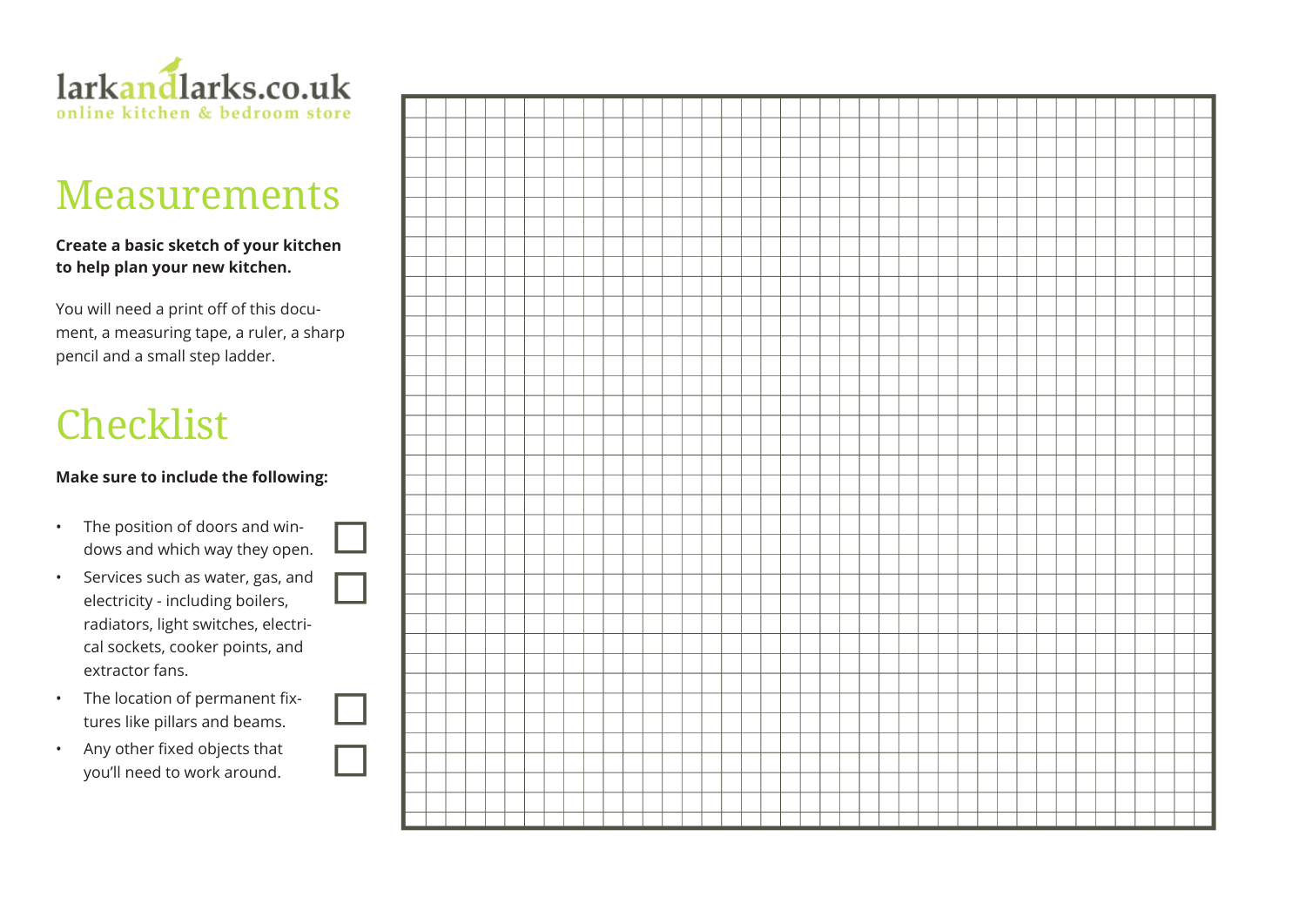larkandlarks.co.uk
online kitchen & bedroom store

# Measurements

**Create a basic sketch of your kitchen to help plan your new kitchen.**

You will need a print off of this document, a measuring tape, a ruler, a sharp pencil and a small step ladder.

# Checklist

**Make sure to include the following:**

- The position of doors and windows and which way they open. ☐
- Services such as water, gas, and electricity - including boilers, radiators, light switches, electrical sockets, cooker points, and extractor fans. ☐
- The location of permanent fixtures like pillars and beams. ☐
- Any other fixed objects that you'll need to work around. ☐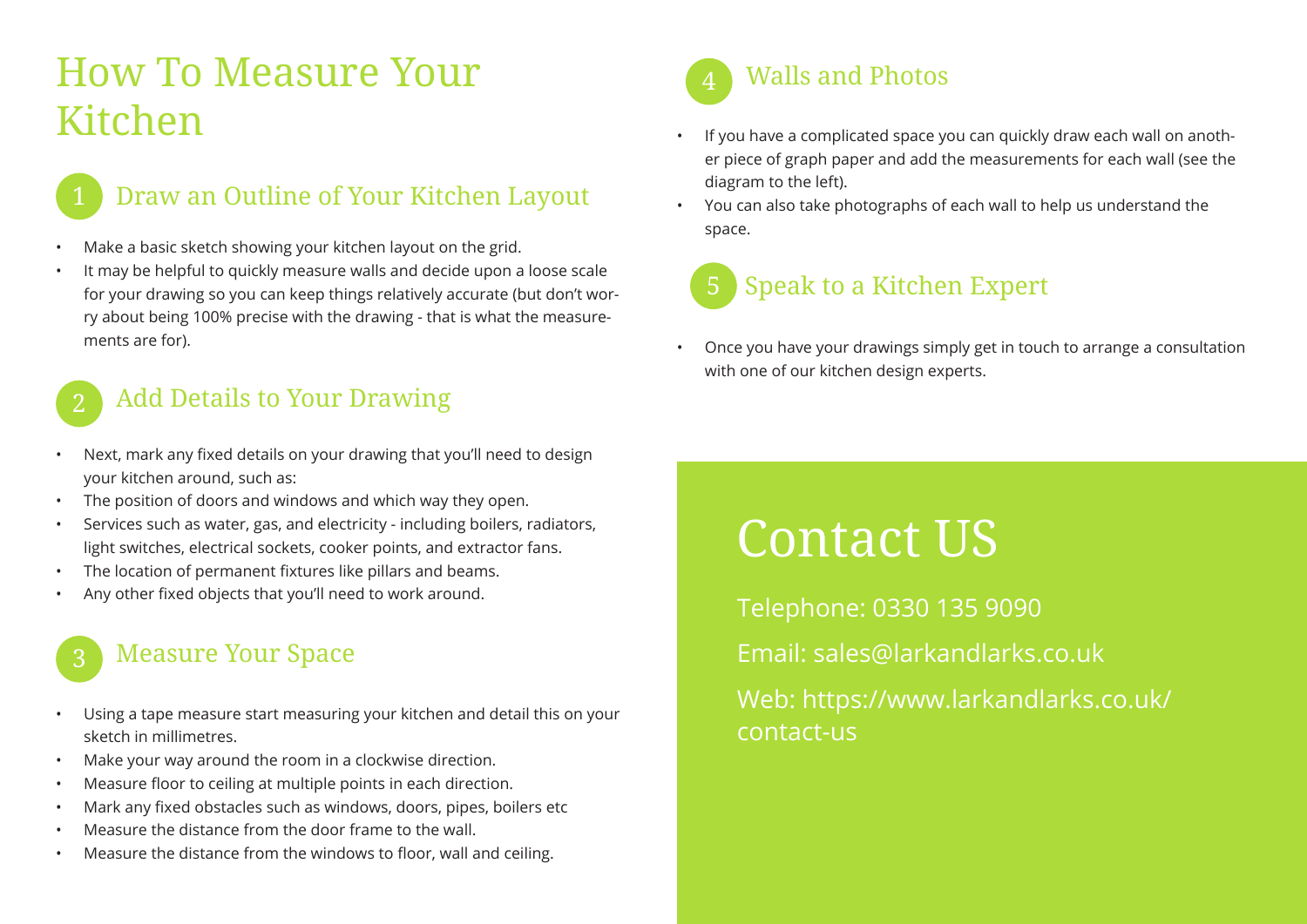# How To Measure Your Kitchen

## 1 Draw an Outline of Your Kitchen Layout

- Make a basic sketch showing your kitchen layout on the grid.
- It may be helpful to quickly measure walls and decide upon a loose scale for your drawing so you can keep things relatively accurate (but don't worry about being 100% precise with the drawing - that is what the measurements are for).

## 2 Add Details to Your Drawing

- Next, mark any fixed details on your drawing that you'll need to design your kitchen around, such as:
- The position of doors and windows and which way they open.
- Services such as water, gas, and electricity - including boilers, radiators, light switches, electrical sockets, cooker points, and extractor fans.
- The location of permanent fixtures like pillars and beams.
- Any other fixed objects that you'll need to work around.

## 3 Measure Your Space

- Using a tape measure start measuring your kitchen and detail this on your sketch in millimetres.
- Make your way around the room in a clockwise direction.
- Measure floor to ceiling at multiple points in each direction.
- Mark any fixed obstacles such as windows, doors, pipes, boilers etc
- Measure the distance from the door frame to the wall.
- Measure the distance from the windows to floor, wall and ceiling.

## 4 Walls and Photos

- If you have a complicated space you can quickly draw each wall on another piece of graph paper and add the measurements for each wall (see the diagram to the left).
- You can also take photographs of each wall to help us understand the space.

## 5 Speak to a Kitchen Expert

- Once you have your drawings simply get in touch to arrange a consultation with one of our kitchen design experts.

# Contact US

Telephone: 0330 135 9090

Email: sales@larkandlarks.co.uk

Web: https://www.larkandlarks.co.uk/contact-us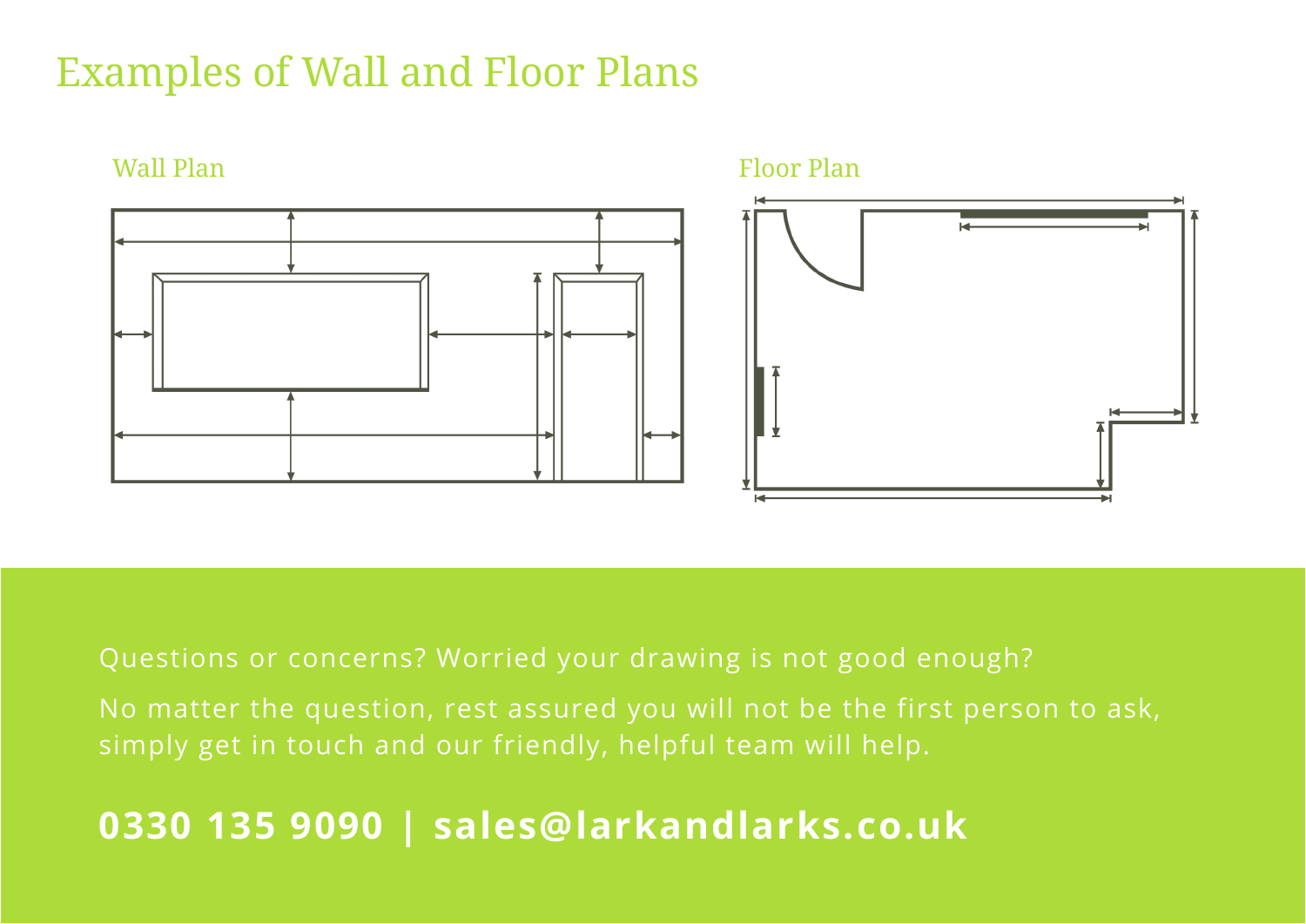# Examples of Wall and Floor Plans

Wall Plan

Floor Plan

Questions or concerns? Worried your drawing is not good enough?

No matter the question, rest assured you will not be the first person to ask, simply get in touch and our friendly, helpful team will help.

**0330 135 9090 | sales@larkandlarks.co.uk**